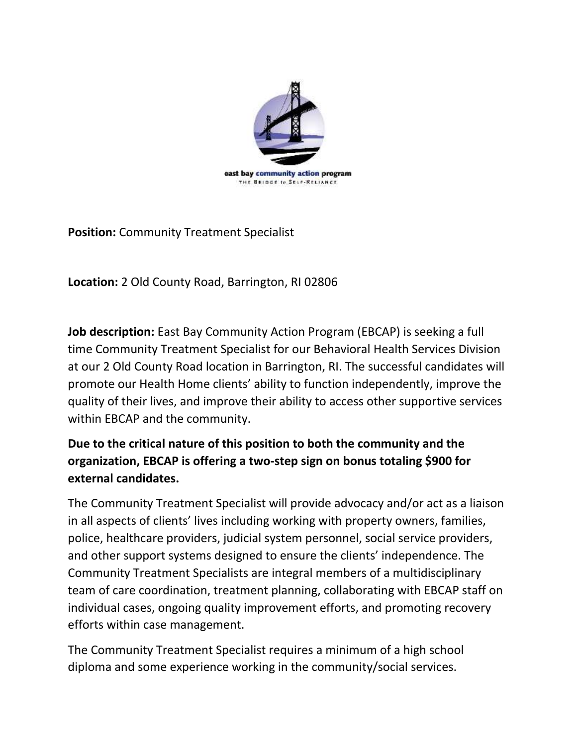east bay community action program
THE BRIDGE to SELF-RELIANCE

**Position:** Community Treatment Specialist

**Location:** 2 Old County Road, Barrington, RI 02806

**Job description:** East Bay Community Action Program (EBCAP) is seeking a full time Community Treatment Specialist for our Behavioral Health Services Division at our 2 Old County Road location in Barrington, RI. The successful candidates will promote our Health Home clients' ability to function independently, improve the quality of their lives, and improve their ability to access other supportive services within EBCAP and the community.

**Due to the critical nature of this position to both the community and the organization, EBCAP is offering a two-step sign on bonus totaling $900 for external candidates.**

The Community Treatment Specialist will provide advocacy and/or act as a liaison in all aspects of clients' lives including working with property owners, families, police, healthcare providers, judicial system personnel, social service providers, and other support systems designed to ensure the clients' independence. The Community Treatment Specialists are integral members of a multidisciplinary team of care coordination, treatment planning, collaborating with EBCAP staff on individual cases, ongoing quality improvement efforts, and promoting recovery efforts within case management.

The Community Treatment Specialist requires a minimum of a high school diploma and some experience working in the community/social services.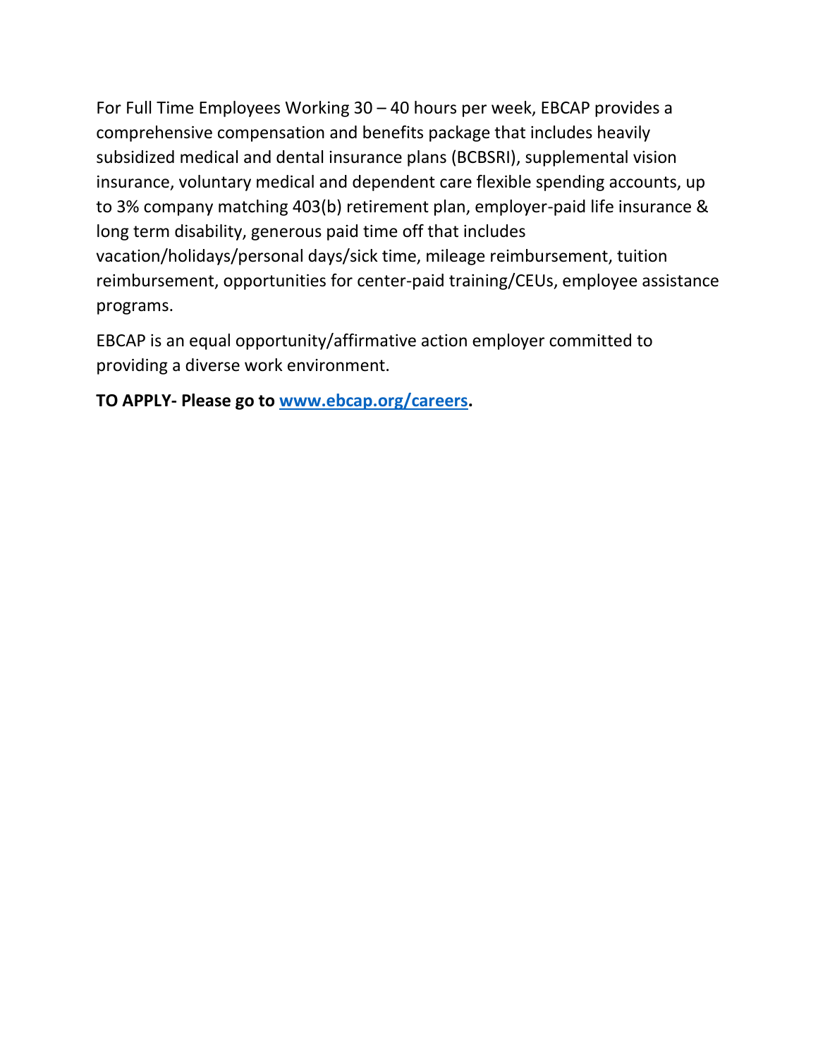For Full Time Employees Working 30 – 40 hours per week, EBCAP provides a comprehensive compensation and benefits package that includes heavily subsidized medical and dental insurance plans (BCBSRI), supplemental vision insurance, voluntary medical and dependent care flexible spending accounts, up to 3% company matching 403(b) retirement plan, employer-paid life insurance & long term disability, generous paid time off that includes vacation/holidays/personal days/sick time, mileage reimbursement, tuition reimbursement, opportunities for center-paid training/CEUs, employee assistance programs.

EBCAP is an equal opportunity/affirmative action employer committed to providing a diverse work environment.

**TO APPLY- Please go to [www.ebcap.org/careers](http://www.ebcap.org/careers).**